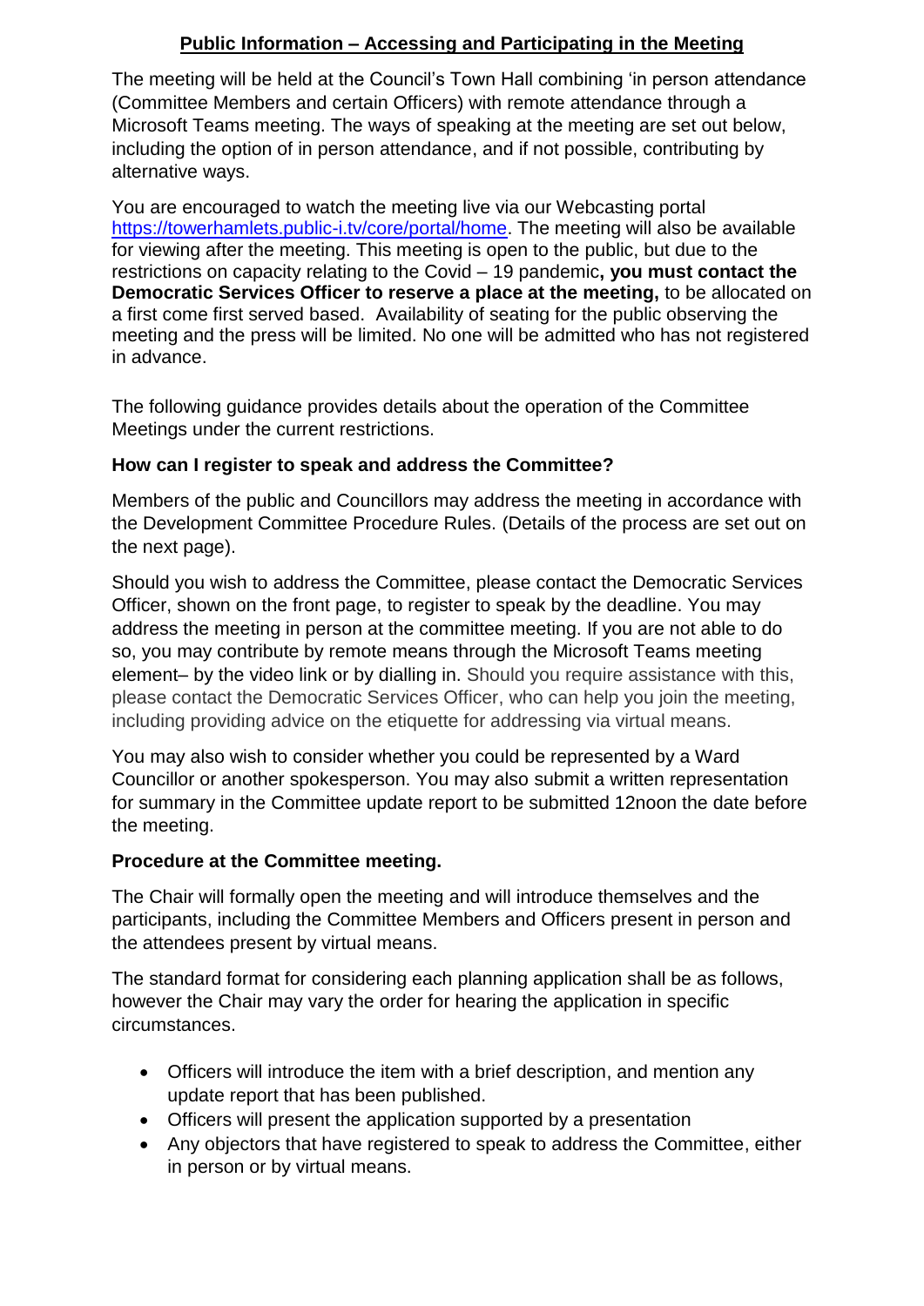## Public Information – Accessing and Participating in the Meeting

The meeting will be held at the Council's Town Hall combining 'in person attendance (Committee Members and certain Officers) with remote attendance through a Microsoft Teams meeting. The ways of speaking at the meeting are set out below, including the option of in person attendance, and if not possible, contributing by alternative ways.

You are encouraged to watch the meeting live via our Webcasting portal https://towerhamlets.public-i.tv/core/portal/home. The meeting will also be available for viewing after the meeting. This meeting is open to the public, but due to the restrictions on capacity relating to the Covid – 19 pandemic**, you must contact the Democratic Services Officer to reserve a place at the meeting,** to be allocated on a first come first served based. Availability of seating for the public observing the meeting and the press will be limited. No one will be admitted who has not registered in advance.

The following guidance provides details about the operation of the Committee Meetings under the current restrictions.

**How can I register to speak and address the Committee?**

Members of the public and Councillors may address the meeting in accordance with the Development Committee Procedure Rules. (Details of the process are set out on the next page).

Should you wish to address the Committee, please contact the Democratic Services Officer, shown on the front page, to register to speak by the deadline. You may address the meeting in person at the committee meeting. If you are not able to do so, you may contribute by remote means through the Microsoft Teams meeting element– by the video link or by dialling in. Should you require assistance with this, please contact the Democratic Services Officer, who can help you join the meeting, including providing advice on the etiquette for addressing via virtual means.

You may also wish to consider whether you could be represented by a Ward Councillor or another spokesperson. You may also submit a written representation for summary in the Committee update report to be submitted 12noon the date before the meeting.

**Procedure at the Committee meeting.**

The Chair will formally open the meeting and will introduce themselves and the participants, including the Committee Members and Officers present in person and the attendees present by virtual means.

The standard format for considering each planning application shall be as follows, however the Chair may vary the order for hearing the application in specific circumstances.

- Officers will introduce the item with a brief description, and mention any update report that has been published.
- Officers will present the application supported by a presentation
- Any objectors that have registered to speak to address the Committee, either in person or by virtual means.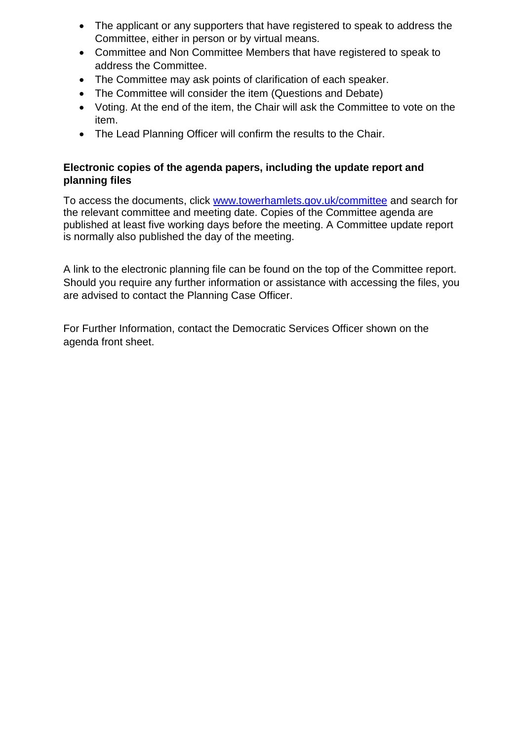- The applicant or any supporters that have registered to speak to address the Committee, either in person or by virtual means.
- Committee and Non Committee Members that have registered to speak to address the Committee.
- The Committee may ask points of clarification of each speaker.
- The Committee will consider the item (Questions and Debate)
- Voting. At the end of the item, the Chair will ask the Committee to vote on the item.
- The Lead Planning Officer will confirm the results to the Chair.

**Electronic copies of the agenda papers, including the update report and planning files**

To access the documents, click [www.towerhamlets.gov.uk/committee](http://www.towerhamlets.gov.uk/committee) and search for the relevant committee and meeting date. Copies of the Committee agenda are published at least five working days before the meeting. A Committee update report is normally also published the day of the meeting.

A link to the electronic planning file can be found on the top of the Committee report. Should you require any further information or assistance with accessing the files, you are advised to contact the Planning Case Officer.

For Further Information, contact the Democratic Services Officer shown on the agenda front sheet.